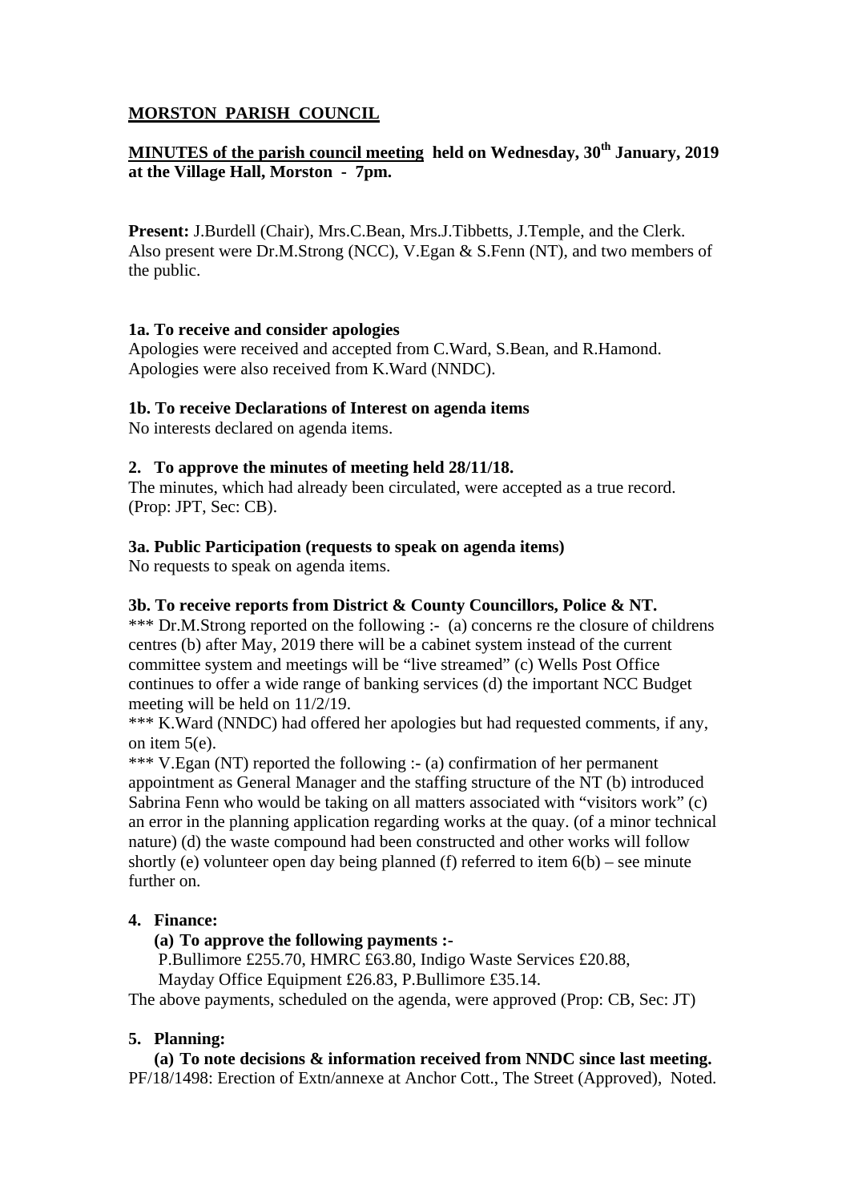**MORSTON PARISH COUNCIL**

**MINUTES of the parish council meeting held on Wednesday, 30th January, 2019 at the Village Hall, Morston - 7pm.**

**Present:** J.Burdell (Chair), Mrs.C.Bean, Mrs.J.Tibbetts, J.Temple, and the Clerk. Also present were Dr.M.Strong (NCC), V.Egan & S.Fenn (NT), and two members of the public.

**1a. To receive and consider apologies**

Apologies were received and accepted from C.Ward, S.Bean, and R.Hamond. Apologies were also received from K.Ward (NNDC).

**1b. To receive Declarations of Interest on agenda items**

No interests declared on agenda items.

**2. To approve the minutes of meeting held 28/11/18.**

The minutes, which had already been circulated, were accepted as a true record. (Prop: JPT, Sec: CB).

**3a. Public Participation (requests to speak on agenda items)**

No requests to speak on agenda items.

**3b. To receive reports from District & County Councillors, Police & NT.**

*** Dr.M.Strong reported on the following :- (a) concerns re the closure of childrens centres (b) after May, 2019 there will be a cabinet system instead of the current committee system and meetings will be "live streamed" (c) Wells Post Office continues to offer a wide range of banking services (d) the important NCC Budget meeting will be held on 11/2/19.

*** K.Ward (NNDC) had offered her apologies but had requested comments, if any, on item 5(e).

*** V.Egan (NT) reported the following :- (a) confirmation of her permanent appointment as General Manager and the staffing structure of the NT (b) introduced Sabrina Fenn who would be taking on all matters associated with "visitors work" (c) an error in the planning application regarding works at the quay. (of a minor technical nature) (d) the waste compound had been constructed and other works will follow shortly (e) volunteer open day being planned (f) referred to item 6(b) – see minute further on.

**4. Finance:**

**(a) To approve the following payments :-**

P.Bullimore £255.70, HMRC £63.80, Indigo Waste Services £20.88, Mayday Office Equipment £26.83, P.Bullimore £35.14.

The above payments, scheduled on the agenda, were approved (Prop: CB, Sec: JT)

**5. Planning:**

**(a) To note decisions & information received from NNDC since last meeting.**

PF/18/1498: Erection of Extn/annexe at Anchor Cott., The Street (Approved), Noted.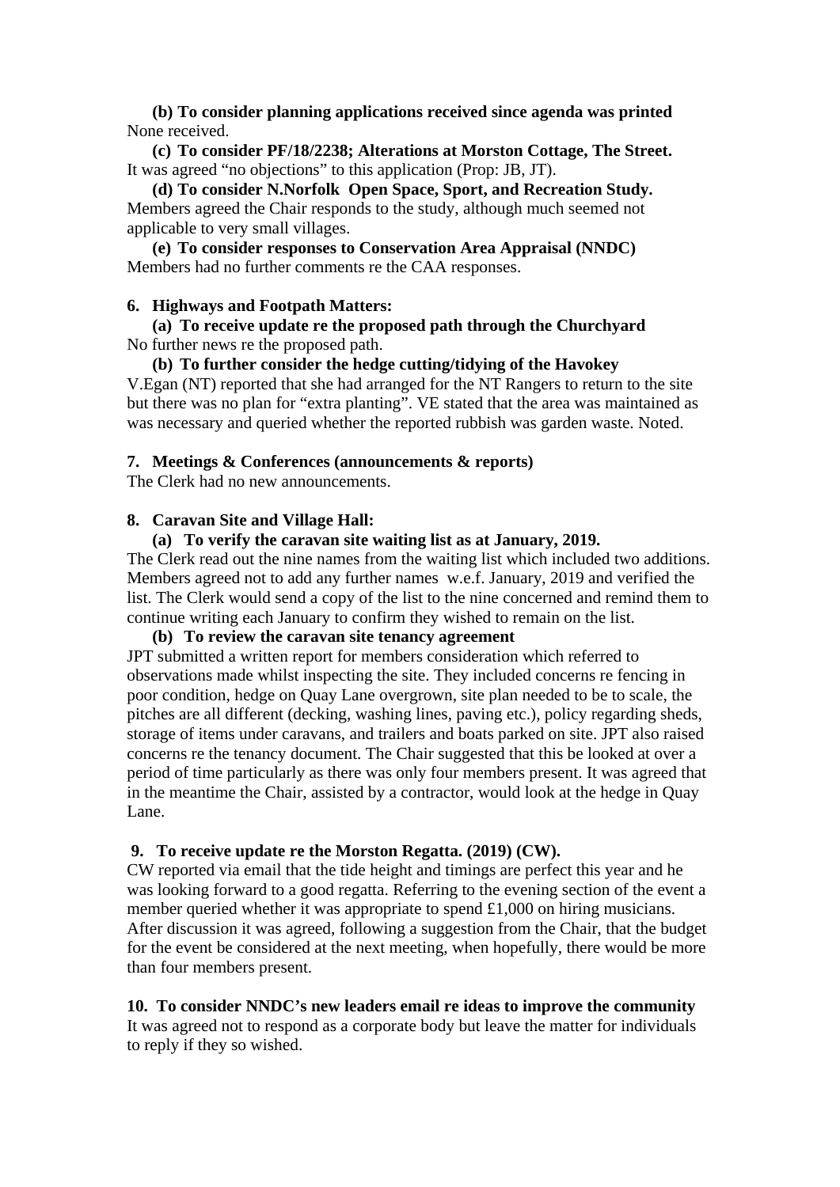**(b) To consider planning applications received since agenda was printed**
None received.

**(c) To consider PF/18/2238; Alterations at Morston Cottage, The Street.**
It was agreed "no objections" to this application (Prop: JB, JT).

**(d) To consider N.Norfolk Open Space, Sport, and Recreation Study.**
Members agreed the Chair responds to the study, although much seemed not applicable to very small villages.

**(e) To consider responses to Conservation Area Appraisal (NNDC)**
Members had no further comments re the CAA responses.

**6. Highways and Footpath Matters:**

**(a) To receive update re the proposed path through the Churchyard**
No further news re the proposed path.

**(b) To further consider the hedge cutting/tidying of the Havokey**
V.Egan (NT) reported that she had arranged for the NT Rangers to return to the site but there was no plan for "extra planting". VE stated that the area was maintained as was necessary and queried whether the reported rubbish was garden waste. Noted.

**7. Meetings & Conferences (announcements & reports)**
The Clerk had no new announcements.

**8. Caravan Site and Village Hall:**

**(a) To verify the caravan site waiting list as at January, 2019.**
The Clerk read out the nine names from the waiting list which included two additions. Members agreed not to add any further names w.e.f. January, 2019 and verified the list. The Clerk would send a copy of the list to the nine concerned and remind them to continue writing each January to confirm they wished to remain on the list.

**(b) To review the caravan site tenancy agreement**
JPT submitted a written report for members consideration which referred to observations made whilst inspecting the site. They included concerns re fencing in poor condition, hedge on Quay Lane overgrown, site plan needed to be to scale, the pitches are all different (decking, washing lines, paving etc.), policy regarding sheds, storage of items under caravans, and trailers and boats parked on site. JPT also raised concerns re the tenancy document. The Chair suggested that this be looked at over a period of time particularly as there was only four members present. It was agreed that in the meantime the Chair, assisted by a contractor, would look at the hedge in Quay Lane.

**9. To receive update re the Morston Regatta. (2019) (CW).**
CW reported via email that the tide height and timings are perfect this year and he was looking forward to a good regatta. Referring to the evening section of the event a member queried whether it was appropriate to spend £1,000 on hiring musicians. After discussion it was agreed, following a suggestion from the Chair, that the budget for the event be considered at the next meeting, when hopefully, there would be more than four members present.

**10. To consider NNDC's new leaders email re ideas to improve the community**
It was agreed not to respond as a corporate body but leave the matter for individuals to reply if they so wished.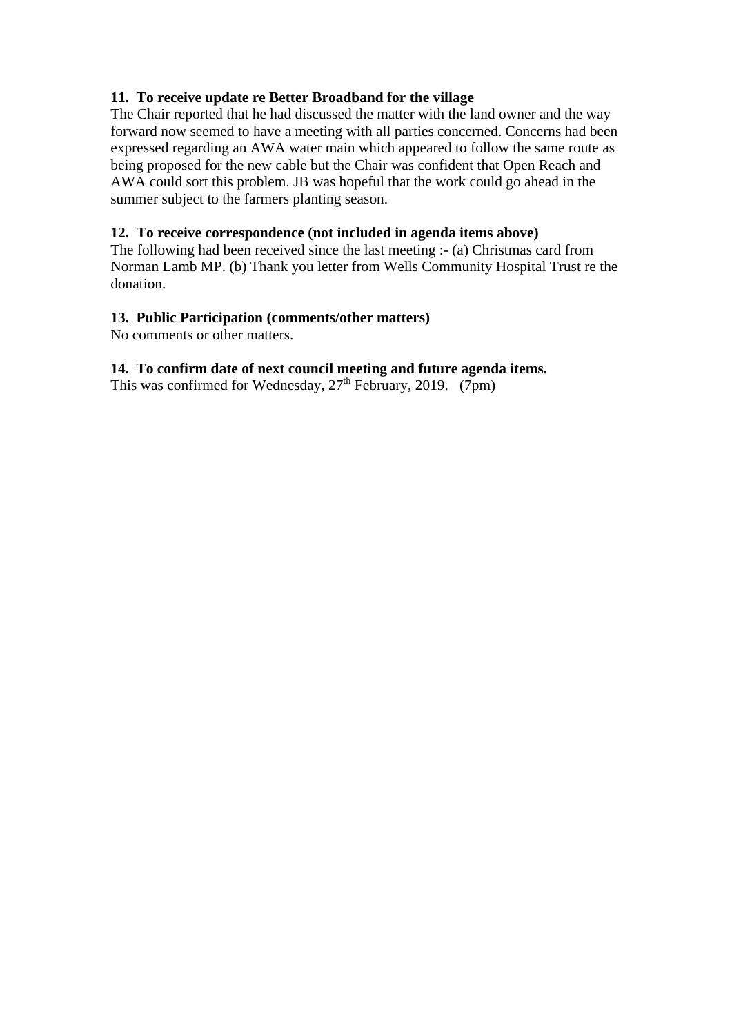**11. To receive update re Better Broadband for the village**

The Chair reported that he had discussed the matter with the land owner and the way forward now seemed to have a meeting with all parties concerned. Concerns had been expressed regarding an AWA water main which appeared to follow the same route as being proposed for the new cable but the Chair was confident that Open Reach and AWA could sort this problem. JB was hopeful that the work could go ahead in the summer subject to the farmers planting season.

**12. To receive correspondence (not included in agenda items above)**

The following had been received since the last meeting :- (a) Christmas card from Norman Lamb MP. (b) Thank you letter from Wells Community Hospital Trust re the donation.

**13. Public Participation (comments/other matters)**

No comments or other matters.

**14. To confirm date of next council meeting and future agenda items.**

This was confirmed for Wednesday, 27th February, 2019. (7pm)